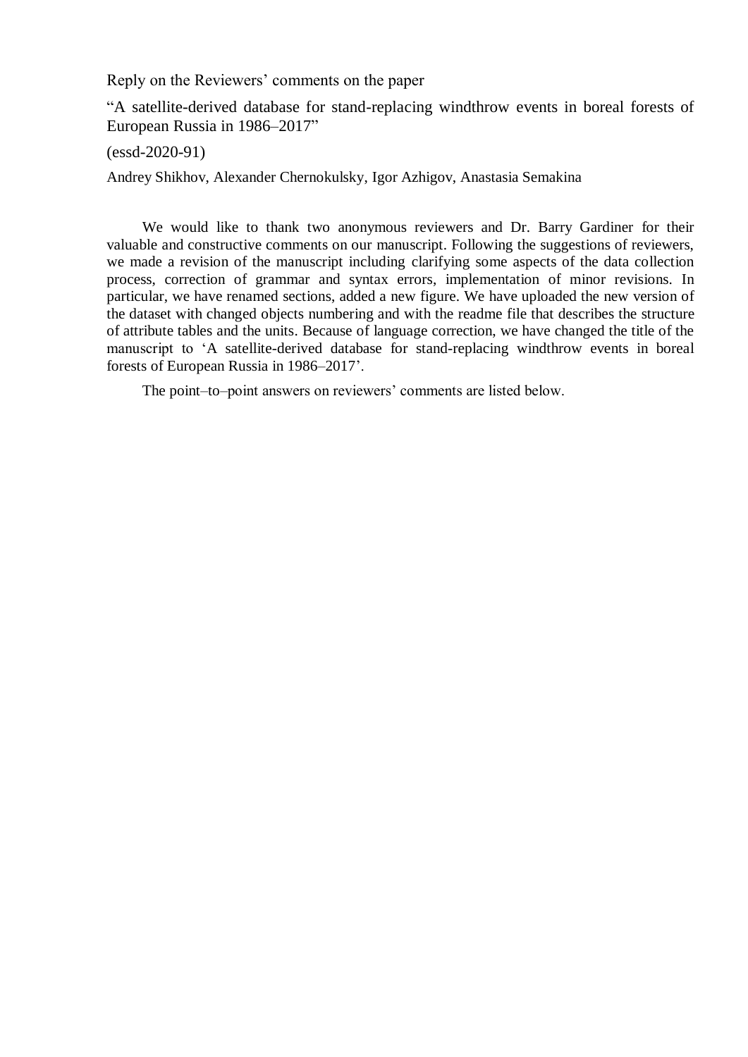Reply on the Reviewers' comments on the paper

"A satellite-derived database for stand-replacing windthrow events in boreal forests of European Russia in 1986–2017"

(essd-2020-91)

Andrey Shikhov, Alexander Chernokulsky, Igor Azhigov, Anastasia Semakina

We would like to thank two anonymous reviewers and Dr. Barry Gardiner for their valuable and constructive comments on our manuscript. Following the suggestions of reviewers, we made a revision of the manuscript including clarifying some aspects of the data collection process, correction of grammar and syntax errors, implementation of minor revisions. In particular, we have renamed sections, added a new figure. We have uploaded the new version of the dataset with changed objects numbering and with the readme file that describes the structure of attribute tables and the units. Because of language correction, we have changed the title of the manuscript to 'A satellite-derived database for stand-replacing windthrow events in boreal forests of European Russia in 1986–2017'.

The point–to–point answers on reviewers' comments are listed below.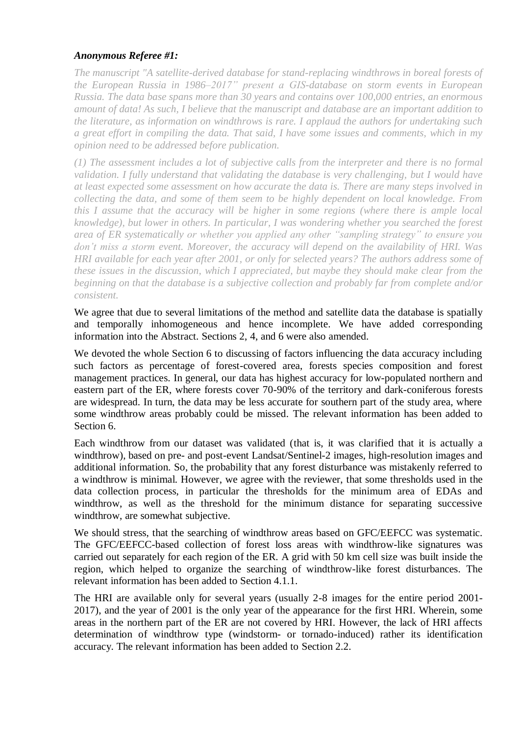***Anonymous Referee #1:***

*The manuscript "A satellite-derived database for stand-replacing windthrows in boreal forests of the European Russia in 1986–2017" present a GIS-database on storm events in European Russia. The data base spans more than 30 years and contains over 100,000 entries, an enormous amount of data! As such, I believe that the manuscript and database are an important addition to the literature, as information on windthrows is rare. I applaud the authors for undertaking such a great effort in compiling the data. That said, I have some issues and comments, which in my opinion need to be addressed before publication.*

*(1) The assessment includes a lot of subjective calls from the interpreter and there is no formal validation. I fully understand that validating the database is very challenging, but I would have at least expected some assessment on how accurate the data is. There are many steps involved in collecting the data, and some of them seem to be highly dependent on local knowledge. From this I assume that the accuracy will be higher in some regions (where there is ample local knowledge), but lower in others. In particular, I was wondering whether you searched the forest area of ER systematically or whether you applied any other "sampling strategy" to ensure you don't miss a storm event. Moreover, the accuracy will depend on the availability of HRI. Was HRI available for each year after 2001, or only for selected years? The authors address some of these issues in the discussion, which I appreciated, but maybe they should make clear from the beginning on that the database is a subjective collection and probably far from complete and/or consistent.*

We agree that due to several limitations of the method and satellite data the database is spatially and temporally inhomogeneous and hence incomplete. We have added corresponding information into the Abstract. Sections 2, 4, and 6 were also amended.

We devoted the whole Section 6 to discussing of factors influencing the data accuracy including such factors as percentage of forest-covered area, forests species composition and forest management practices. In general, our data has highest accuracy for low-populated northern and eastern part of the ER, where forests cover 70-90% of the territory and dark-coniferous forests are widespread. In turn, the data may be less accurate for southern part of the study area, where some windthrow areas probably could be missed. The relevant information has been added to Section 6.

Each windthrow from our dataset was validated (that is, it was clarified that it is actually a windthrow), based on pre- and post-event Landsat/Sentinel-2 images, high-resolution images and additional information. So, the probability that any forest disturbance was mistakenly referred to a windthrow is minimal. However, we agree with the reviewer, that some thresholds used in the data collection process, in particular the thresholds for the minimum area of EDAs and windthrow, as well as the threshold for the minimum distance for separating successive windthrow, are somewhat subjective.

We should stress, that the searching of windthrow areas based on GFC/EEFCC was systematic. The GFC/EEFCC-based collection of forest loss areas with windthrow-like signatures was carried out separately for each region of the ER. A grid with 50 km cell size was built inside the region, which helped to organize the searching of windthrow-like forest disturbances. The relevant information has been added to Section 4.1.1.

The HRI are available only for several years (usually 2-8 images for the entire period 2001-2017), and the year of 2001 is the only year of the appearance for the first HRI. Wherein, some areas in the northern part of the ER are not covered by HRI. However, the lack of HRI affects determination of windthrow type (windstorm- or tornado-induced) rather its identification accuracy. The relevant information has been added to Section 2.2.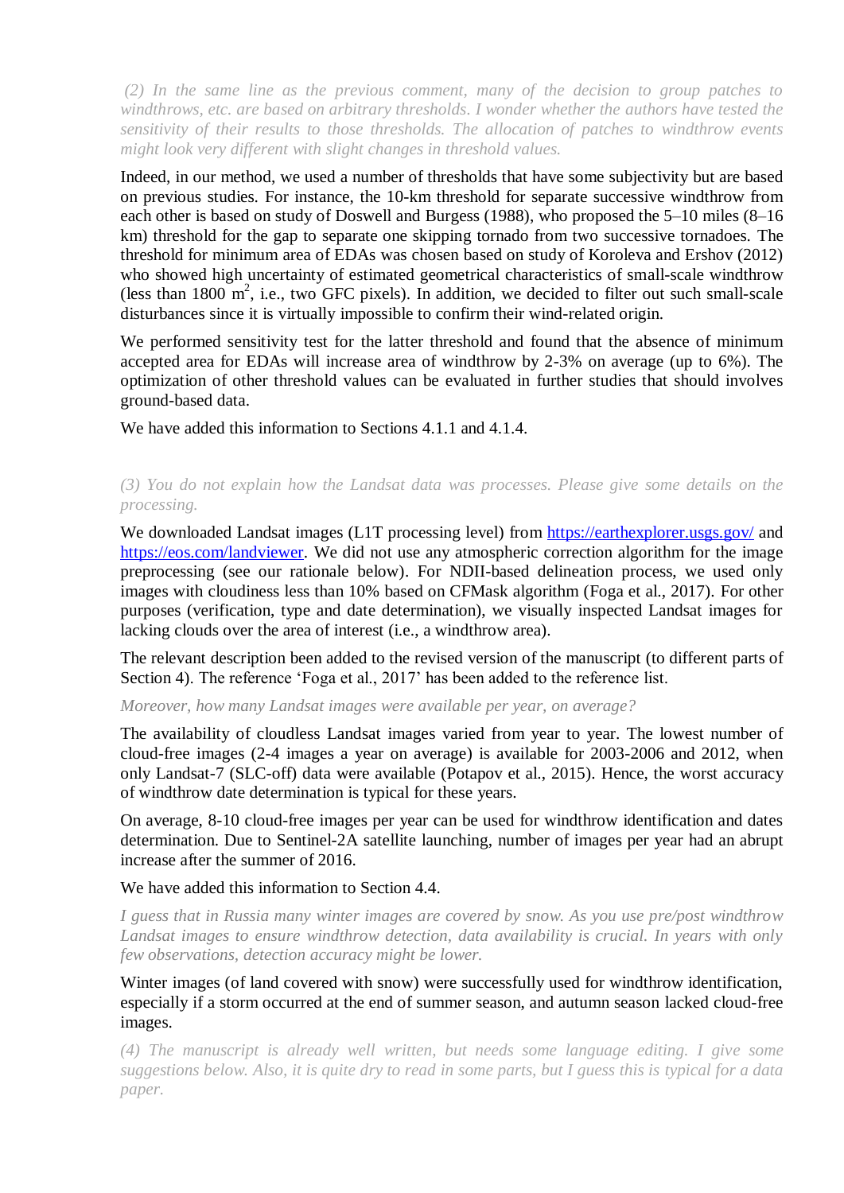*(2) In the same line as the previous comment, many of the decision to group patches to windthrows, etc. are based on arbitrary thresholds. I wonder whether the authors have tested the sensitivity of their results to those thresholds. The allocation of patches to windthrow events might look very different with slight changes in threshold values.*

Indeed, in our method, we used a number of thresholds that have some subjectivity but are based on previous studies. For instance, the 10-km threshold for separate successive windthrow from each other is based on study of Doswell and Burgess (1988), who proposed the 5–10 miles (8–16 km) threshold for the gap to separate one skipping tornado from two successive tornadoes. The threshold for minimum area of EDAs was chosen based on study of Koroleva and Ershov (2012) who showed high uncertainty of estimated geometrical characteristics of small-scale windthrow (less than 1800 $m^2$, i.e., two GFC pixels). In addition, we decided to filter out such small-scale disturbances since it is virtually impossible to confirm their wind-related origin.

We performed sensitivity test for the latter threshold and found that the absence of minimum accepted area for EDAs will increase area of windthrow by 2-3% on average (up to 6%). The optimization of other threshold values can be evaluated in further studies that should involves ground-based data.

We have added this information to Sections 4.1.1 and 4.1.4.

*(3) You do not explain how the Landsat data was processes. Please give some details on the processing.*

We downloaded Landsat images (L1T processing level) from https://earthexplorer.usgs.gov/ and https://eos.com/landviewer. We did not use any atmospheric correction algorithm for the image preprocessing (see our rationale below). For NDII-based delineation process, we used only images with cloudiness less than 10% based on CFMask algorithm (Foga et al., 2017). For other purposes (verification, type and date determination), we visually inspected Landsat images for lacking clouds over the area of interest (i.e., a windthrow area).

The relevant description been added to the revised version of the manuscript (to different parts of Section 4). The reference 'Foga et al., 2017' has been added to the reference list.

*Moreover, how many Landsat images were available per year, on average?*

The availability of cloudless Landsat images varied from year to year. The lowest number of cloud-free images (2-4 images a year on average) is available for 2003-2006 and 2012, when only Landsat-7 (SLC-off) data were available (Potapov et al., 2015). Hence, the worst accuracy of windthrow date determination is typical for these years.

On average, 8-10 cloud-free images per year can be used for windthrow identification and dates determination. Due to Sentinel-2A satellite launching, number of images per year had an abrupt increase after the summer of 2016.

We have added this information to Section 4.4.

*I guess that in Russia many winter images are covered by snow. As you use pre/post windthrow Landsat images to ensure windthrow detection, data availability is crucial. In years with only few observations, detection accuracy might be lower.*

Winter images (of land covered with snow) were successfully used for windthrow identification, especially if a storm occurred at the end of summer season, and autumn season lacked cloud-free images.

*(4) The manuscript is already well written, but needs some language editing. I give some suggestions below. Also, it is quite dry to read in some parts, but I guess this is typical for a data paper.*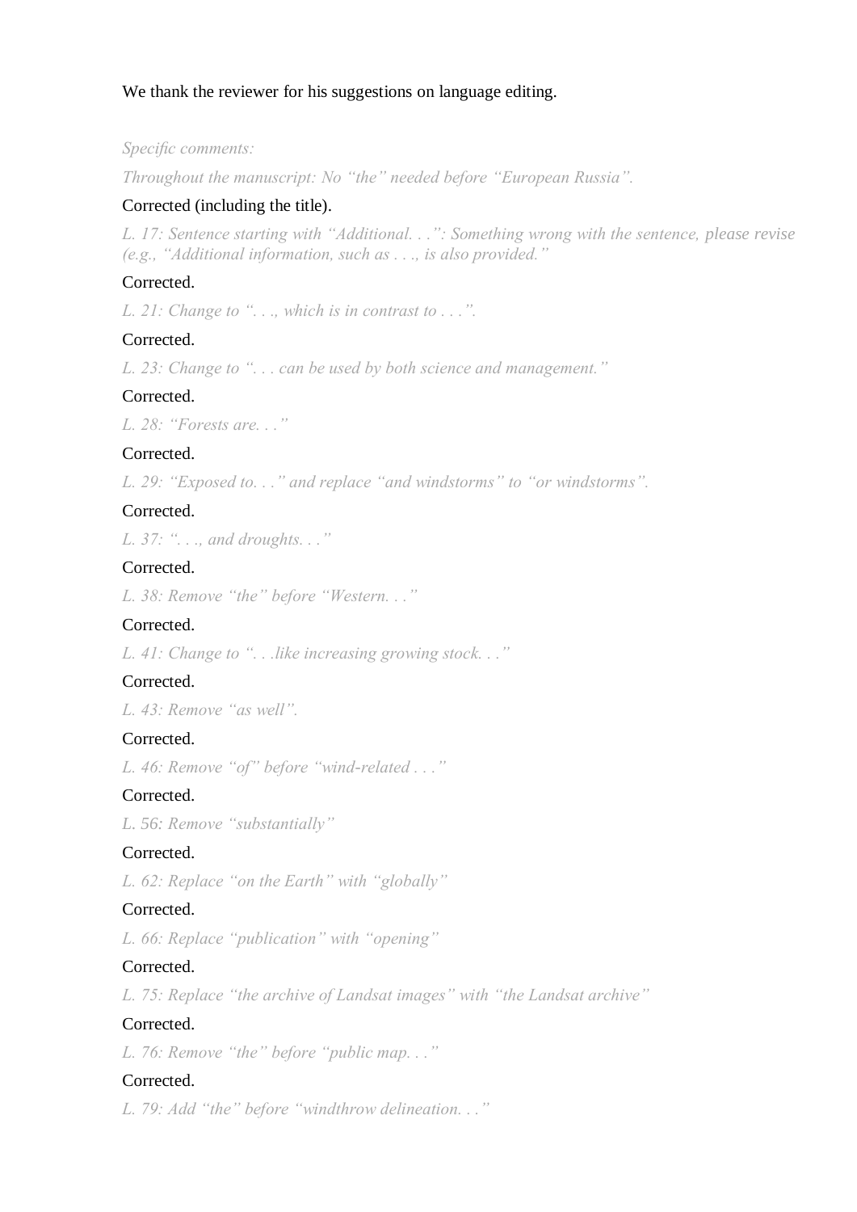We thank the reviewer for his suggestions on language editing.

*Specific comments:*

*Throughout the manuscript: No "the" needed before "European Russia".*

Corrected (including the title).

*L. 17: Sentence starting with "Additional. . .": Something wrong with the sentence, please revise (e.g., "Additional information, such as . . ., is also provided."*

Corrected.

*L. 21: Change to ". . ., which is in contrast to . . .".*

Corrected.

*L. 23: Change to ". . . can be used by both science and management."*

Corrected.

*L. 28: "Forests are. . ."*

Corrected.

*L. 29: "Exposed to. . ." and replace "and windstorms" to "or windstorms".*

Corrected.

*L. 37: ". . ., and droughts. . ."*

Corrected.

*L. 38: Remove "the" before "Western. . ."*

Corrected.

*L. 41: Change to ". . .like increasing growing stock. . ."*

Corrected.

*L. 43: Remove "as well".*

Corrected.

*L. 46: Remove "of" before "wind-related . . ."*

Corrected.

*L. 56: Remove "substantially"*

Corrected.

*L. 62: Replace "on the Earth" with "globally"*

Corrected.

*L. 66: Replace "publication" with "opening"*

Corrected.

*L. 75: Replace "the archive of Landsat images" with "the Landsat archive"*

Corrected.

*L. 76: Remove "the" before "public map. . ."*

Corrected.

*L. 79: Add "the" before "windthrow delineation. . ."*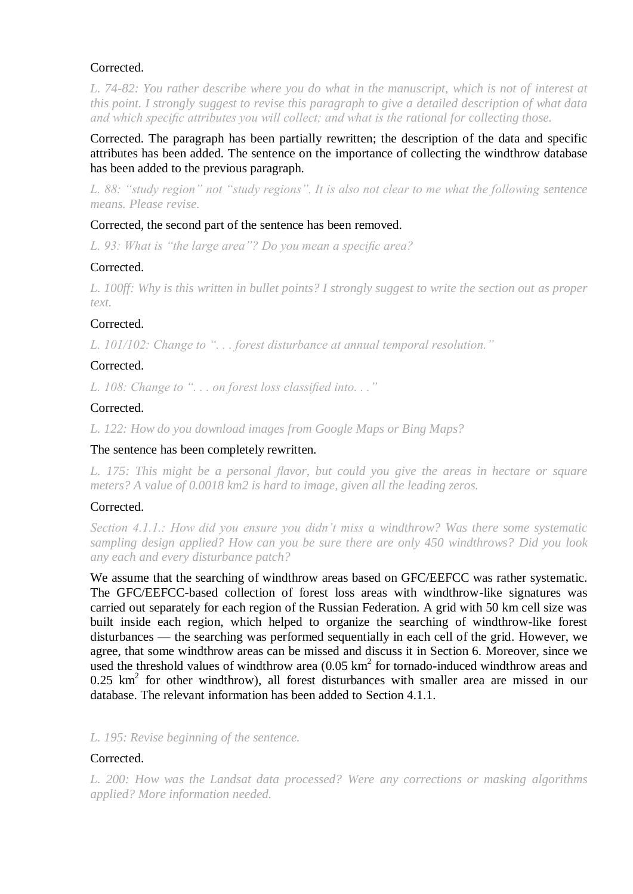Corrected.

*L. 74-82: You rather describe where you do what in the manuscript, which is not of interest at this point. I strongly suggest to revise this paragraph to give a detailed description of what data and which specific attributes you will collect; and what is the rational for collecting those.*

Corrected. The paragraph has been partially rewritten; the description of the data and specific attributes has been added. The sentence on the importance of collecting the windthrow database has been added to the previous paragraph.

*L. 88: "study region" not "study regions". It is also not clear to me what the following sentence means. Please revise.*

Corrected, the second part of the sentence has been removed.

*L. 93: What is "the large area"? Do you mean a specific area?*

Corrected.

*L. 100ff: Why is this written in bullet points? I strongly suggest to write the section out as proper text.*

Corrected.

*L. 101/102: Change to ". . . forest disturbance at annual temporal resolution."*

Corrected.

*L. 108: Change to ". . . on forest loss classified into. . ."*

Corrected.

*L. 122: How do you download images from Google Maps or Bing Maps?*

The sentence has been completely rewritten.

*L. 175: This might be a personal flavor, but could you give the areas in hectare or square meters? A value of 0.0018 km2 is hard to image, given all the leading zeros.*

Corrected.

*Section 4.1.1.: How did you ensure you didn't miss a windthrow? Was there some systematic sampling design applied? How can you be sure there are only 450 windthrows? Did you look any each and every disturbance patch?*

We assume that the searching of windthrow areas based on GFC/EEFCC was rather systematic. The GFC/EEFCC-based collection of forest loss areas with windthrow-like signatures was carried out separately for each region of the Russian Federation. A grid with 50 km cell size was built inside each region, which helped to organize the searching of windthrow-like forest disturbances — the searching was performed sequentially in each cell of the grid. However, we agree, that some windthrow areas can be missed and discuss it in Section 6. Moreover, since we used the threshold values of windthrow area (0.05 $km^2$ for tornado-induced windthrow areas and 0.25 $km^2$ for other windthrow), all forest disturbances with smaller area are missed in our database. The relevant information has been added to Section 4.1.1.

*L. 195: Revise beginning of the sentence.*

Corrected.

*L. 200: How was the Landsat data processed? Were any corrections or masking algorithms applied? More information needed.*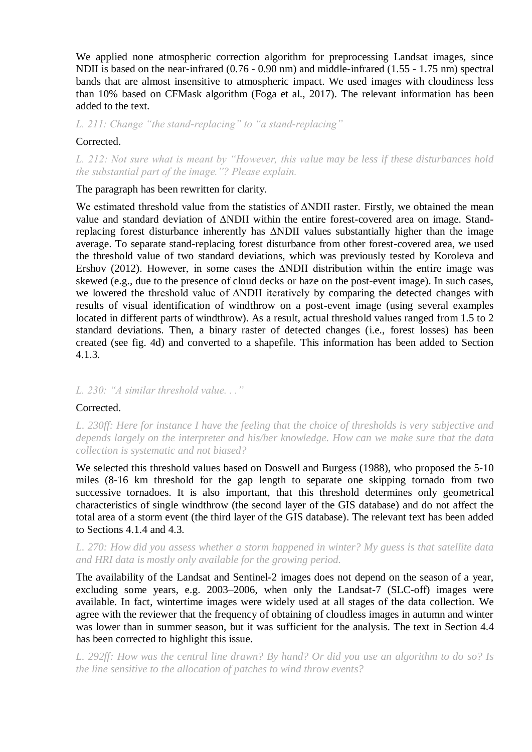We applied none atmospheric correction algorithm for preprocessing Landsat images, since NDII is based on the near-infrared (0.76 - 0.90 nm) and middle-infrared (1.55 - 1.75 nm) spectral bands that are almost insensitive to atmospheric impact. We used images with cloudiness less than 10% based on CFMask algorithm (Foga et al., 2017). The relevant information has been added to the text.

*L. 211: Change "the stand-replacing" to "a stand-replacing"*

Corrected.

*L. 212: Not sure what is meant by "However, this value may be less if these disturbances hold the substantial part of the image."? Please explain.*

The paragraph has been rewritten for clarity.

We estimated threshold value from the statistics of ΔNDII raster. Firstly, we obtained the mean value and standard deviation of ΔNDII within the entire forest-covered area on image. Stand-replacing forest disturbance inherently has ΔNDII values substantially higher than the image average. To separate stand-replacing forest disturbance from other forest-covered area, we used the threshold value of two standard deviations, which was previously tested by Koroleva and Ershov (2012). However, in some cases the ΔNDII distribution within the entire image was skewed (e.g., due to the presence of cloud decks or haze on the post-event image). In such cases, we lowered the threshold value of ΔNDII iteratively by comparing the detected changes with results of visual identification of windthrow on a post-event image (using several examples located in different parts of windthrow). As a result, actual threshold values ranged from 1.5 to 2 standard deviations. Then, a binary raster of detected changes (i.e., forest losses) has been created (see fig. 4d) and converted to a shapefile. This information has been added to Section 4.1.3.

*L. 230: "A similar threshold value. . ."*

Corrected.

*L. 230ff: Here for instance I have the feeling that the choice of thresholds is very subjective and depends largely on the interpreter and his/her knowledge. How can we make sure that the data collection is systematic and not biased?*

We selected this threshold values based on Doswell and Burgess (1988), who proposed the 5-10 miles (8-16 km threshold for the gap length to separate one skipping tornado from two successive tornadoes. It is also important, that this threshold determines only geometrical characteristics of single windthrow (the second layer of the GIS database) and do not affect the total area of a storm event (the third layer of the GIS database). The relevant text has been added to Sections 4.1.4 and 4.3.

*L. 270: How did you assess whether a storm happened in winter? My guess is that satellite data and HRI data is mostly only available for the growing period.*

The availability of the Landsat and Sentinel-2 images does not depend on the season of a year, excluding some years, e.g. 2003–2006, when only the Landsat-7 (SLC-off) images were available. In fact, wintertime images were widely used at all stages of the data collection. We agree with the reviewer that the frequency of obtaining of cloudless images in autumn and winter was lower than in summer season, but it was sufficient for the analysis. The text in Section 4.4 has been corrected to highlight this issue.

*L. 292ff: How was the central line drawn? By hand? Or did you use an algorithm to do so? Is the line sensitive to the allocation of patches to wind throw events?*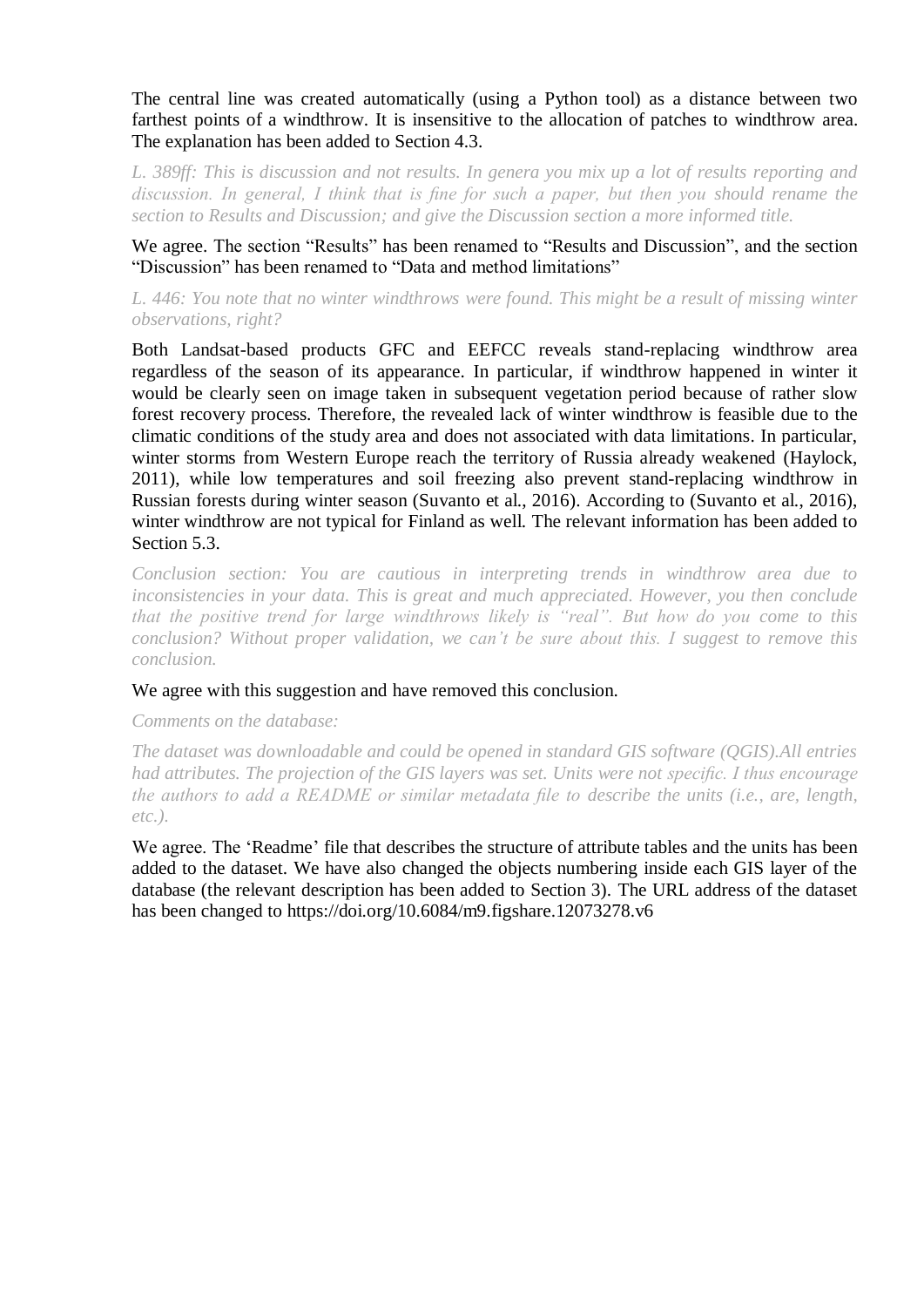The central line was created automatically (using a Python tool) as a distance between two farthest points of a windthrow. It is insensitive to the allocation of patches to windthrow area. The explanation has been added to Section 4.3.

*L. 389ff: This is discussion and not results. In genera you mix up a lot of results reporting and discussion. In general, I think that is fine for such a paper, but then you should rename the section to Results and Discussion; and give the Discussion section a more informed title.*

We agree. The section "Results" has been renamed to "Results and Discussion", and the section "Discussion" has been renamed to "Data and method limitations"

*L. 446: You note that no winter windthrows were found. This might be a result of missing winter observations, right?*

Both Landsat-based products GFC and EEFCC reveals stand-replacing windthrow area regardless of the season of its appearance. In particular, if windthrow happened in winter it would be clearly seen on image taken in subsequent vegetation period because of rather slow forest recovery process. Therefore, the revealed lack of winter windthrow is feasible due to the climatic conditions of the study area and does not associated with data limitations. In particular, winter storms from Western Europe reach the territory of Russia already weakened (Haylock, 2011), while low temperatures and soil freezing also prevent stand-replacing windthrow in Russian forests during winter season (Suvanto et al., 2016). According to (Suvanto et al., 2016), winter windthrow are not typical for Finland as well. The relevant information has been added to Section 5.3.

*Conclusion section: You are cautious in interpreting trends in windthrow area due to inconsistencies in your data. This is great and much appreciated. However, you then conclude that the positive trend for large windthrows likely is "real". But how do you come to this conclusion? Without proper validation, we can't be sure about this. I suggest to remove this conclusion.*

We agree with this suggestion and have removed this conclusion.

*Comments on the database:*

*The dataset was downloadable and could be opened in standard GIS software (QGIS).All entries had attributes. The projection of the GIS layers was set. Units were not specific. I thus encourage the authors to add a README or similar metadata file to describe the units (i.e., are, length, etc.).*

We agree. The 'Readme' file that describes the structure of attribute tables and the units has been added to the dataset. We have also changed the objects numbering inside each GIS layer of the database (the relevant description has been added to Section 3). The URL address of the dataset has been changed to https://doi.org/10.6084/m9.figshare.12073278.v6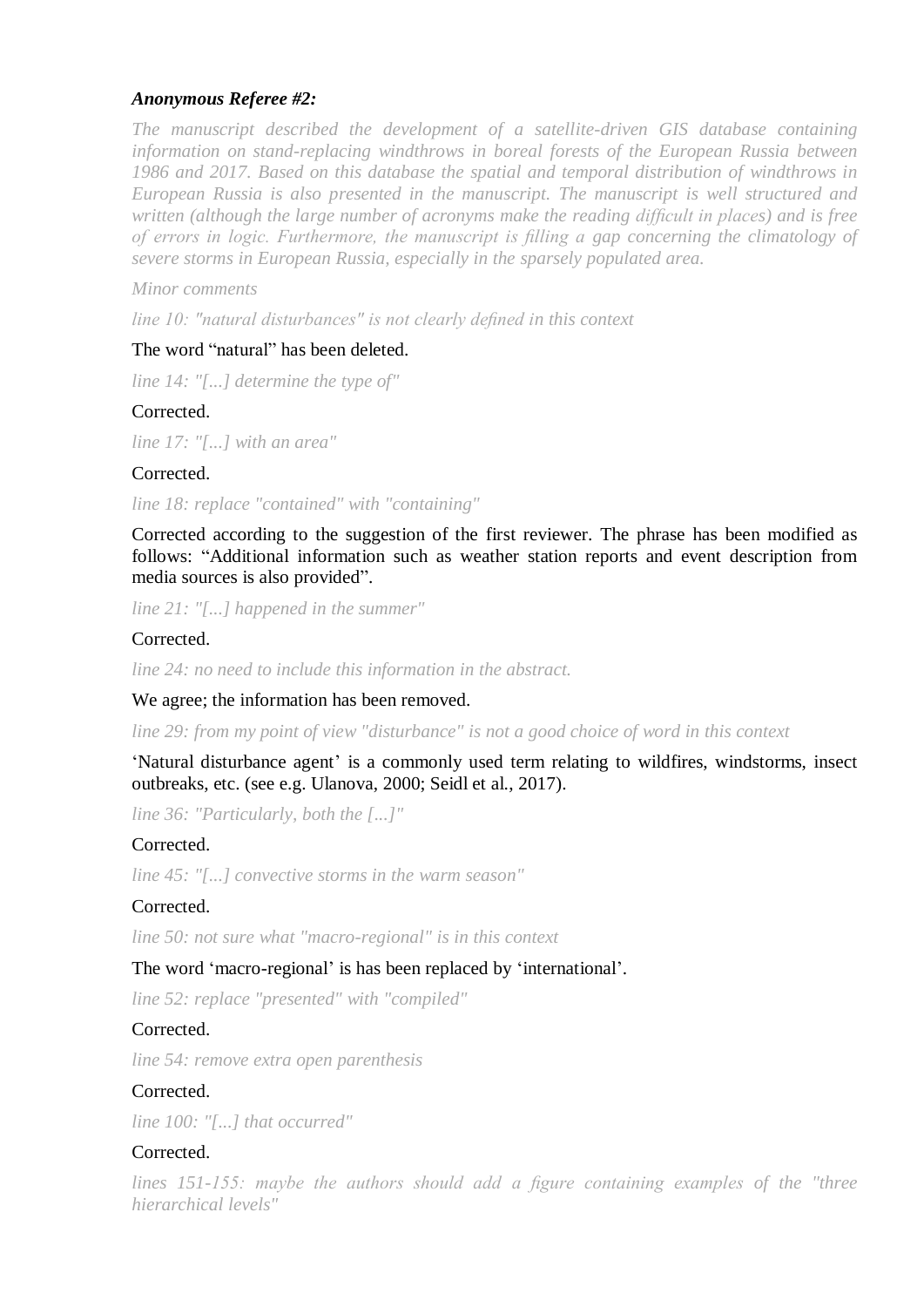***Anonymous Referee #2:***

*The manuscript described the development of a satellite-driven GIS database containing information on stand-replacing windthrows in boreal forests of the European Russia between 1986 and 2017. Based on this database the spatial and temporal distribution of windthrows in European Russia is also presented in the manuscript. The manuscript is well structured and written (although the large number of acronyms make the reading difficult in places) and is free of errors in logic. Furthermore, the manuscript is filling a gap concerning the climatology of severe storms in European Russia, especially in the sparsely populated area.*

*Minor comments*

*line 10: "natural disturbances" is not clearly defined in this context*

The word "natural" has been deleted.

*line 14: "[...] determine the type of"*

Corrected.

*line 17: "[...] with an area"*

Corrected.

*line 18: replace "contained" with "containing"*

Corrected according to the suggestion of the first reviewer. The phrase has been modified as follows: "Additional information such as weather station reports and event description from media sources is also provided".

*line 21: "[...] happened in the summer"*

Corrected.

*line 24: no need to include this information in the abstract.*

We agree; the information has been removed.

*line 29: from my point of view "disturbance" is not a good choice of word in this context*

'Natural disturbance agent' is a commonly used term relating to wildfires, windstorms, insect outbreaks, etc. (see e.g. Ulanova, 2000; Seidl et al., 2017).

*line 36: "Particularly, both the [...]"*

Corrected.

*line 45: "[...] convective storms in the warm season"*

Corrected.

*line 50: not sure what "macro-regional" is in this context*

The word 'macro-regional' is has been replaced by 'international'.

*line 52: replace "presented" with "compiled"*

Corrected.

*line 54: remove extra open parenthesis*

Corrected.

*line 100: "[...] that occurred"*

Corrected.

*lines 151-155: maybe the authors should add a figure containing examples of the "three hierarchical levels"*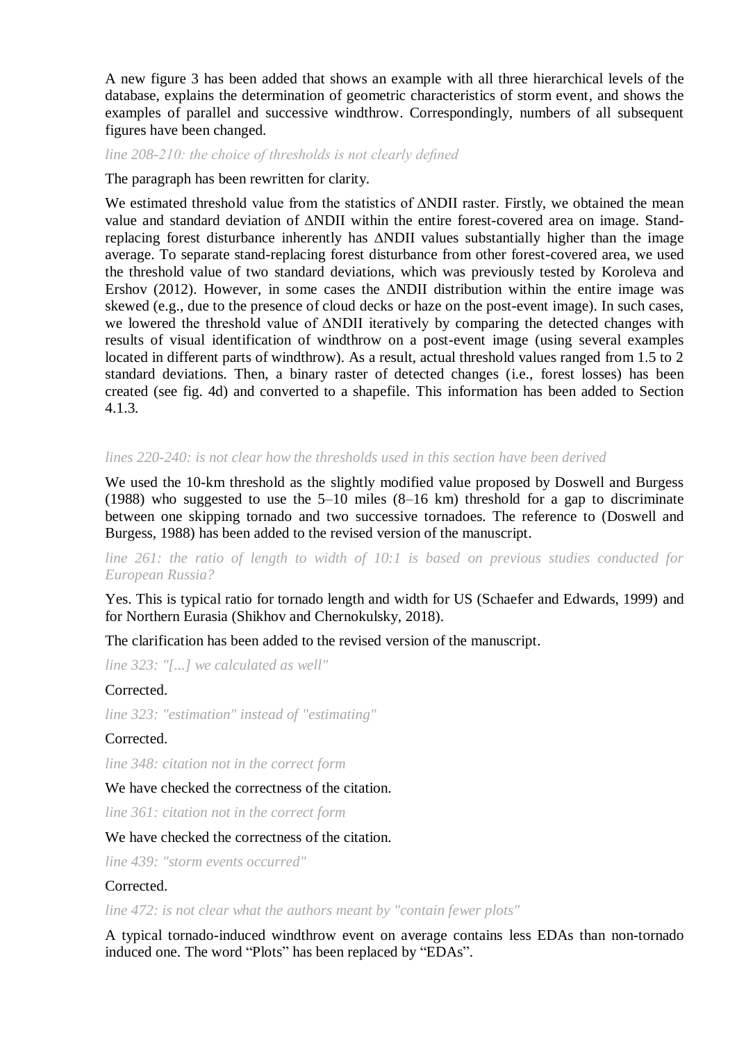A new figure 3 has been added that shows an example with all three hierarchical levels of the database, explains the determination of geometric characteristics of storm event, and shows the examples of parallel and successive windthrow. Correspondingly, numbers of all subsequent figures have been changed.

*line 208-210: the choice of thresholds is not clearly defined*

The paragraph has been rewritten for clarity.

We estimated threshold value from the statistics of ΔNDII raster. Firstly, we obtained the mean value and standard deviation of ΔNDII within the entire forest-covered area on image. Stand-replacing forest disturbance inherently has ΔNDII values substantially higher than the image average. To separate stand-replacing forest disturbance from other forest-covered area, we used the threshold value of two standard deviations, which was previously tested by Koroleva and Ershov (2012). However, in some cases the ΔNDII distribution within the entire image was skewed (e.g., due to the presence of cloud decks or haze on the post-event image). In such cases, we lowered the threshold value of ΔNDII iteratively by comparing the detected changes with results of visual identification of windthrow on a post-event image (using several examples located in different parts of windthrow). As a result, actual threshold values ranged from 1.5 to 2 standard deviations. Then, a binary raster of detected changes (i.e., forest losses) has been created (see fig. 4d) and converted to a shapefile. This information has been added to Section 4.1.3.

*lines 220-240: is not clear how the thresholds used in this section have been derived*

We used the 10-km threshold as the slightly modified value proposed by Doswell and Burgess (1988) who suggested to use the 5–10 miles (8–16 km) threshold for a gap to discriminate between one skipping tornado and two successive tornadoes. The reference to (Doswell and Burgess, 1988) has been added to the revised version of the manuscript.

*line 261: the ratio of length to width of 10:1 is based on previous studies conducted for European Russia?*

Yes. This is typical ratio for tornado length and width for US (Schaefer and Edwards, 1999) and for Northern Eurasia (Shikhov and Chernokulsky, 2018).

The clarification has been added to the revised version of the manuscript.

*line 323: "[...] we calculated as well"*

Corrected.

*line 323: "estimation" instead of "estimating"*

Corrected.

*line 348: citation not in the correct form*

We have checked the correctness of the citation.

*line 361: citation not in the correct form*

We have checked the correctness of the citation.

*line 439: "storm events occurred"*

Corrected.

*line 472: is not clear what the authors meant by "contain fewer plots"*

A typical tornado-induced windthrow event on average contains less EDAs than non-tornado induced one. The word "Plots" has been replaced by "EDAs".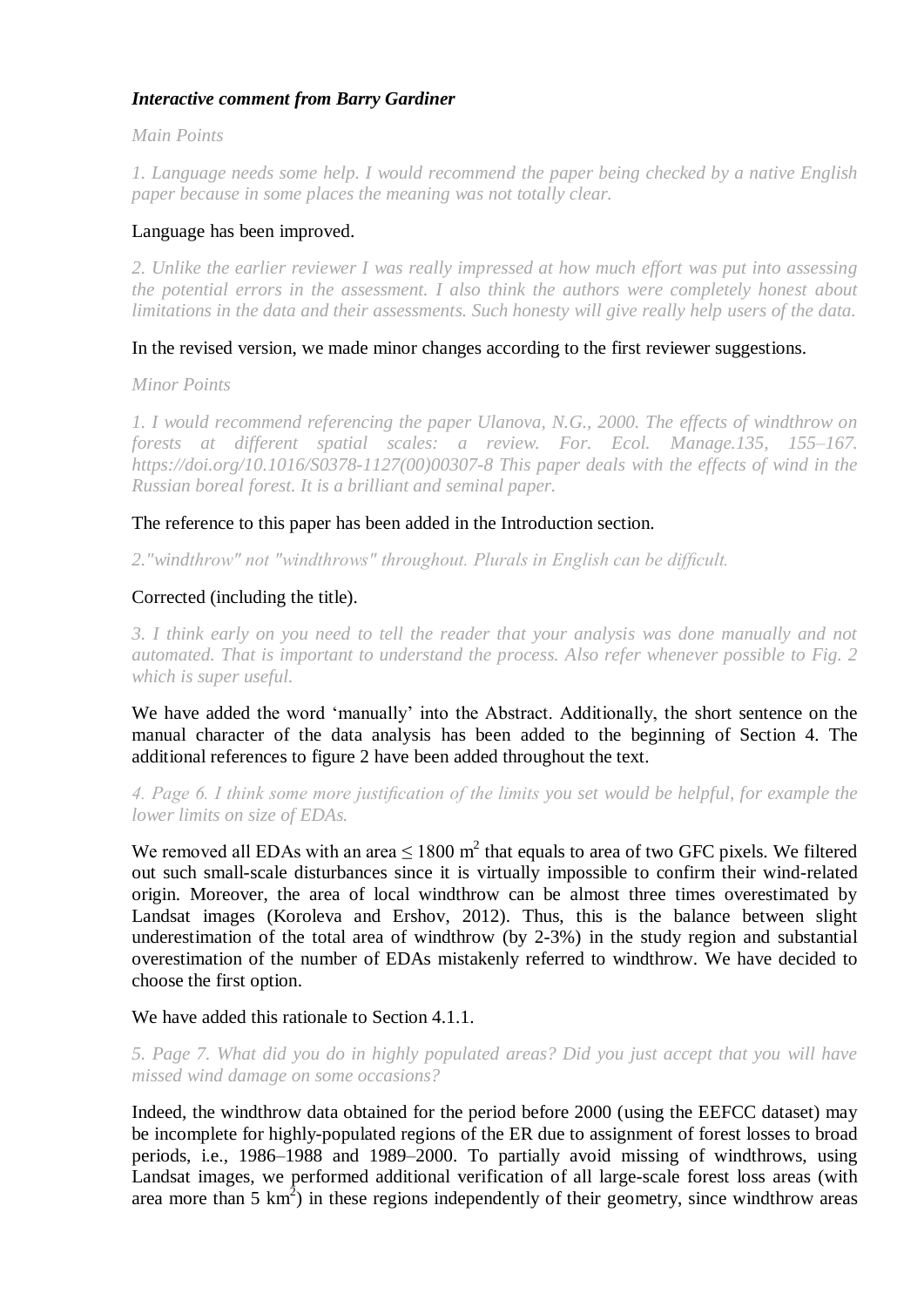***Interactive comment from Barry Gardiner***

*Main Points*

*1. Language needs some help. I would recommend the paper being checked by a native English paper because in some places the meaning was not totally clear.*

Language has been improved.

*2. Unlike the earlier reviewer I was really impressed at how much effort was put into assessing the potential errors in the assessment. I also think the authors were completely honest about limitations in the data and their assessments. Such honesty will give really help users of the data.*

In the revised version, we made minor changes according to the first reviewer suggestions.

*Minor Points*

*1. I would recommend referencing the paper Ulanova, N.G., 2000. The effects of windthrow on forests at different spatial scales: a review. For. Ecol. Manage.135, 155–167. https://doi.org/10.1016/S0378-1127(00)00307-8 This paper deals with the effects of wind in the Russian boreal forest. It is a brilliant and seminal paper.*

The reference to this paper has been added in the Introduction section.

*2."windthrow" not "windthrows" throughout. Plurals in English can be difficult.*

Corrected (including the title).

*3. I think early on you need to tell the reader that your analysis was done manually and not automated. That is important to understand the process. Also refer whenever possible to Fig. 2 which is super useful.*

We have added the word 'manually' into the Abstract. Additionally, the short sentence on the manual character of the data analysis has been added to the beginning of Section 4. The additional references to figure 2 have been added throughout the text.

*4. Page 6. I think some more justification of the limits you set would be helpful, for example the lower limits on size of EDAs.*

We removed all EDAs with an area ≤ 1800 $m^2$ that equals to area of two GFC pixels. We filtered out such small-scale disturbances since it is virtually impossible to confirm their wind-related origin. Moreover, the area of local windthrow can be almost three times overestimated by Landsat images (Koroleva and Ershov, 2012). Thus, this is the balance between slight underestimation of the total area of windthrow (by 2-3%) in the study region and substantial overestimation of the number of EDAs mistakenly referred to windthrow. We have decided to choose the first option.

We have added this rationale to Section 4.1.1.

*5. Page 7. What did you do in highly populated areas? Did you just accept that you will have missed wind damage on some occasions?*

Indeed, the windthrow data obtained for the period before 2000 (using the EEFCC dataset) may be incomplete for highly-populated regions of the ER due to assignment of forest losses to broad periods, i.e., 1986–1988 and 1989–2000. To partially avoid missing of windthrows, using Landsat images, we performed additional verification of all large-scale forest loss areas (with area more than 5 $km^2$) in these regions independently of their geometry, since windthrow areas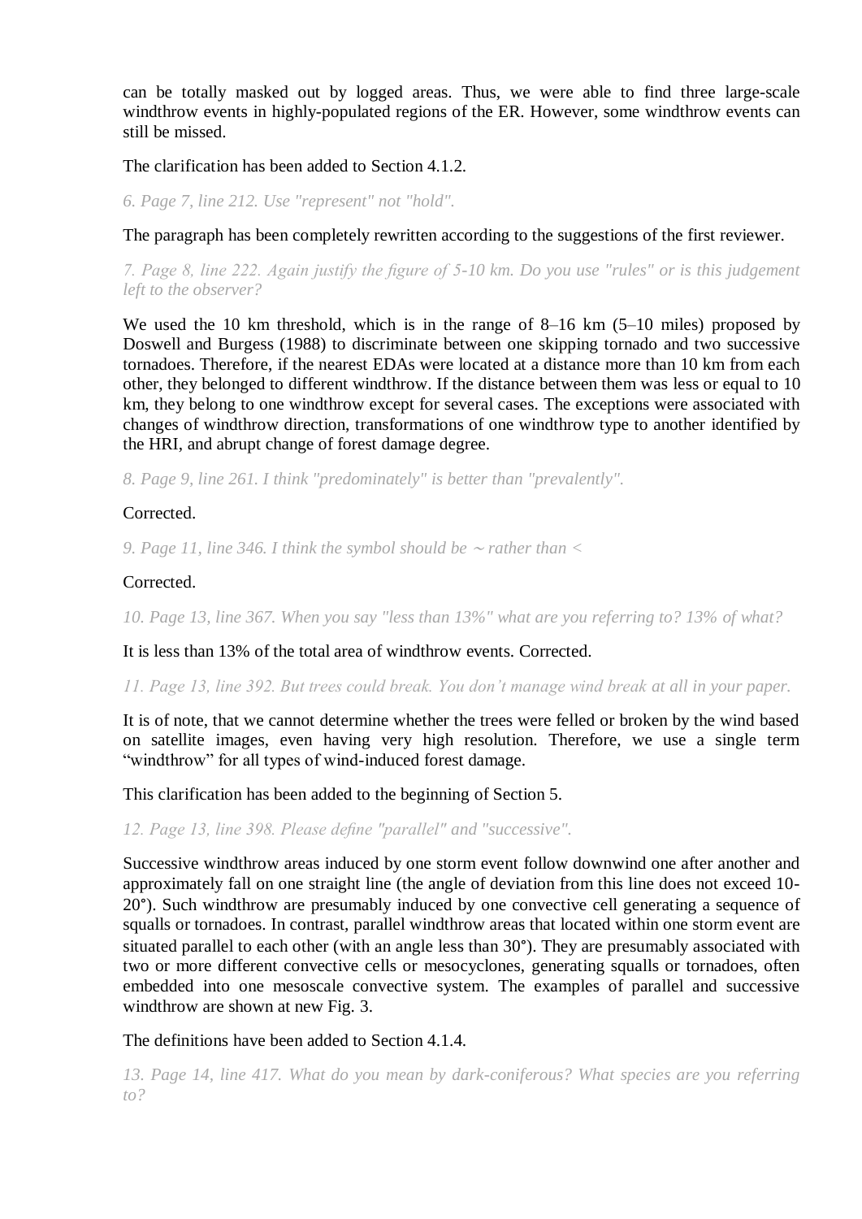can be totally masked out by logged areas. Thus, we were able to find three large-scale windthrow events in highly-populated regions of the ER. However, some windthrow events can still be missed.

The clarification has been added to Section 4.1.2.

*6. Page 7, line 212. Use "represent" not "hold".*

The paragraph has been completely rewritten according to the suggestions of the first reviewer.

*7. Page 8, line 222. Again justify the figure of 5-10 km. Do you use "rules" or is this judgement left to the observer?*

We used the 10 km threshold, which is in the range of 8–16 km (5–10 miles) proposed by Doswell and Burgess (1988) to discriminate between one skipping tornado and two successive tornadoes. Therefore, if the nearest EDAs were located at a distance more than 10 km from each other, they belonged to different windthrow. If the distance between them was less or equal to 10 km, they belong to one windthrow except for several cases. The exceptions were associated with changes of windthrow direction, transformations of one windthrow type to another identified by the HRI, and abrupt change of forest damage degree.

*8. Page 9, line 261. I think "predominately" is better than "prevalently".*

Corrected.

*9. Page 11, line 346. I think the symbol should be ∼ rather than <*

Corrected.

*10. Page 13, line 367. When you say "less than 13%" what are you referring to? 13% of what?*

It is less than 13% of the total area of windthrow events. Corrected.

*11. Page 13, line 392. But trees could break. You don't manage wind break at all in your paper.*

It is of note, that we cannot determine whether the trees were felled or broken by the wind based on satellite images, even having very high resolution. Therefore, we use a single term "windthrow" for all types of wind-induced forest damage.

This clarification has been added to the beginning of Section 5.

*12. Page 13, line 398. Please define "parallel" and "successive".*

Successive windthrow areas induced by one storm event follow downwind one after another and approximately fall on one straight line (the angle of deviation from this line does not exceed 10-20°). Such windthrow are presumably induced by one convective cell generating a sequence of squalls or tornadoes. In contrast, parallel windthrow areas that located within one storm event are situated parallel to each other (with an angle less than 30°). They are presumably associated with two or more different convective cells or mesocyclones, generating squalls or tornadoes, often embedded into one mesoscale convective system. The examples of parallel and successive windthrow are shown at new Fig. 3.

The definitions have been added to Section 4.1.4.

*13. Page 14, line 417. What do you mean by dark-coniferous? What species are you referring to?*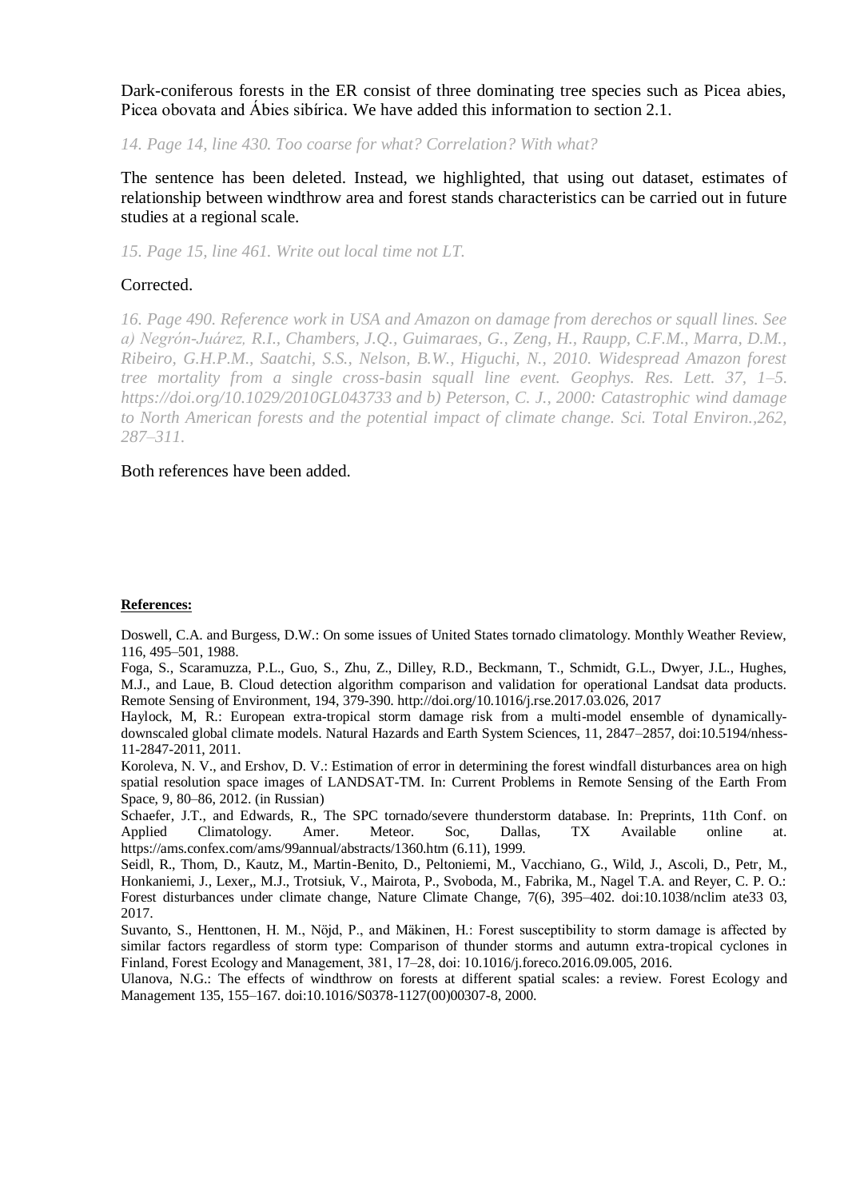Dark-coniferous forests in the ER consist of three dominating tree species such as Picea abies, Picea obovata and Ábies sibírica. We have added this information to section 2.1.

*14. Page 14, line 430. Too coarse for what? Correlation? With what?*

The sentence has been deleted. Instead, we highlighted, that using out dataset, estimates of relationship between windthrow area and forest stands characteristics can be carried out in future studies at a regional scale.

*15. Page 15, line 461. Write out local time not LT.*

Corrected.

*16. Page 490. Reference work in USA and Amazon on damage from derechos or squall lines. See a) Negrón-Juárez, R.I., Chambers, J.Q., Guimaraes, G., Zeng, H., Raupp, C.F.M., Marra, D.M., Ribeiro, G.H.P.M., Saatchi, S.S., Nelson, B.W., Higuchi, N., 2010. Widespread Amazon forest tree mortality from a single cross-basin squall line event. Geophys. Res. Lett. 37, 1–5. https://doi.org/10.1029/2010GL043733 and b) Peterson, C. J., 2000: Catastrophic wind damage to North American forests and the potential impact of climate change. Sci. Total Environ.,262, 287–311.*

Both references have been added.

**References:**

Doswell, C.A. and Burgess, D.W.: On some issues of United States tornado climatology. Monthly Weather Review, 116, 495–501, 1988.

Foga, S., Scaramuzza, P.L., Guo, S., Zhu, Z., Dilley, R.D., Beckmann, T., Schmidt, G.L., Dwyer, J.L., Hughes, M.J., and Laue, B. Cloud detection algorithm comparison and validation for operational Landsat data products. Remote Sensing of Environment, 194, 379-390. http://doi.org/10.1016/j.rse.2017.03.026, 2017

Haylock, M, R.: European extra-tropical storm damage risk from a multi-model ensemble of dynamically-downscaled global climate models. Natural Hazards and Earth System Sciences, 11, 2847–2857, doi:10.5194/nhess-11-2847-2011, 2011.

Koroleva, N. V., and Ershov, D. V.: Estimation of error in determining the forest windfall disturbances area on high spatial resolution space images of LANDSAT-TM. In: Current Problems in Remote Sensing of the Earth From Space, 9, 80–86, 2012. (in Russian)

Schaefer, J.T., and Edwards, R., The SPC tornado/severe thunderstorm database. In: Preprints, 11th Conf. on Applied Climatology. Amer. Meteor. Soc, Dallas, TX Available online at. https://ams.confex.com/ams/99annual/abstracts/1360.htm (6.11), 1999.

Seidl, R., Thom, D., Kautz, M., Martin-Benito, D., Peltoniemi, M., Vacchiano, G., Wild, J., Ascoli, D., Petr, M., Honkaniemi, J., Lexer,, M.J., Trotsiuk, V., Mairota, P., Svoboda, M., Fabrika, M., Nagel T.A. and Reyer, C. P. O.: Forest disturbances under climate change, Nature Climate Change, 7(6), 395–402. doi:10.1038/nclim ate33 03, 2017.

Suvanto, S., Henttonen, H. M., Nöjd, P., and Mäkinen, H.: Forest susceptibility to storm damage is affected by similar factors regardless of storm type: Comparison of thunder storms and autumn extra-tropical cyclones in Finland, Forest Ecology and Management, 381, 17–28, doi: 10.1016/j.foreco.2016.09.005, 2016.

Ulanova, N.G.: The effects of windthrow on forests at different spatial scales: a review. Forest Ecology and Management 135, 155–167. doi:10.1016/S0378-1127(00)00307-8, 2000.